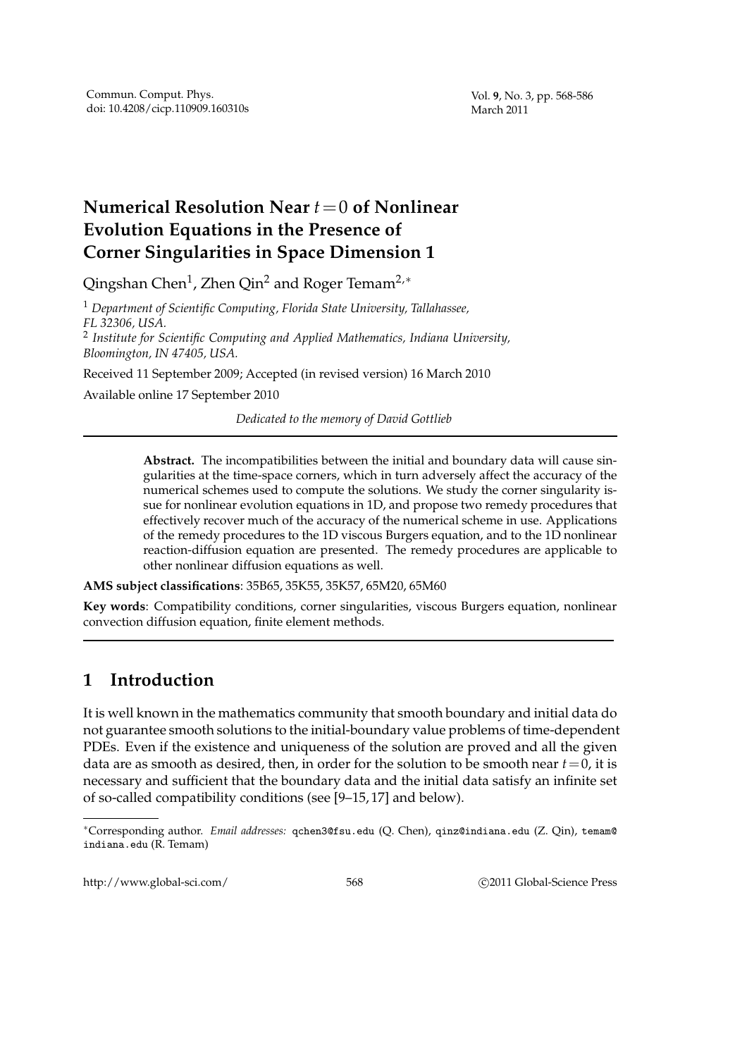# Numerical Resolution Near $t=0$ of Nonlinear Evolution Equations in the Presence of Corner Singularities in Space Dimension 1

Qingshan Chen[1], Zhen Qin[2] and Roger Temam[2,*]

[1] *Department of Scientific Computing, Florida State University, Tallahassee, FL 32306, USA.*
[2] *Institute for Scientific Computing and Applied Mathematics, Indiana University, Bloomington, IN 47405, USA.*

Received 11 September 2009; Accepted (in revised version) 16 March 2010

Available online 17 September 2010

*Dedicated to the memory of David Gottlieb*

---

**Abstract.** The incompatibilities between the initial and boundary data will cause singularities at the time-space corners, which in turn adversely affect the accuracy of the numerical schemes used to compute the solutions. We study the corner singularity issue for nonlinear evolution equations in 1D, and propose two remedy procedures that effectively recover much of the accuracy of the numerical scheme in use. Applications of the remedy procedures to the 1D viscous Burgers equation, and to the 1D nonlinear reaction-diffusion equation are presented. The remedy procedures are applicable to other nonlinear diffusion equations as well.

**AMS subject classifications**: 35B65, 35K55, 35K57, 65M20, 65M60

**Key words**: Compatibility conditions, corner singularities, viscous Burgers equation, nonlinear convection diffusion equation, finite element methods.

---

## 1 Introduction

It is well known in the mathematics community that smooth boundary and initial data do not guarantee smooth solutions to the initial-boundary value problems of time-dependent PDEs. Even if the existence and uniqueness of the solution are proved and all the given data are as smooth as desired, then, in order for the solution to be smooth near $t=0$, it is necessary and sufficient that the boundary data and the initial data satisfy an infinite set of so-called compatibility conditions (see [9–15, 17] and below).

---

*Corresponding author. *Email addresses:* qchen3@fsu.edu (Q. Chen), qinz@indiana.edu (Z. Qin), temam@indiana.edu (R. Temam)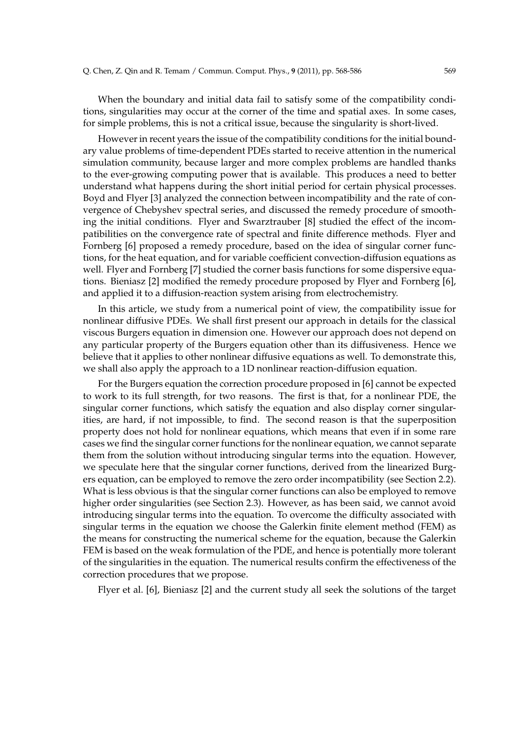When the boundary and initial data fail to satisfy some of the compatibility conditions, singularities may occur at the corner of the time and spatial axes. In some cases, for simple problems, this is not a critical issue, because the singularity is short-lived.

However in recent years the issue of the compatibility conditions for the initial boundary value problems of time-dependent PDEs started to receive attention in the numerical simulation community, because larger and more complex problems are handled thanks to the ever-growing computing power that is available. This produces a need to better understand what happens during the short initial period for certain physical processes. Boyd and Flyer [3] analyzed the connection between incompatibility and the rate of convergence of Chebyshev spectral series, and discussed the remedy procedure of smoothing the initial conditions. Flyer and Swarztrauber [8] studied the effect of the incompatibilities on the convergence rate of spectral and finite difference methods. Flyer and Fornberg [6] proposed a remedy procedure, based on the idea of singular corner functions, for the heat equation, and for variable coefficient convection-diffusion equations as well. Flyer and Fornberg [7] studied the corner basis functions for some dispersive equations. Bieniasz [2] modified the remedy procedure proposed by Flyer and Fornberg [6], and applied it to a diffusion-reaction system arising from electrochemistry.

In this article, we study from a numerical point of view, the compatibility issue for nonlinear diffusive PDEs. We shall first present our approach in details for the classical viscous Burgers equation in dimension one. However our approach does not depend on any particular property of the Burgers equation other than its diffusiveness. Hence we believe that it applies to other nonlinear diffusive equations as well. To demonstrate this, we shall also apply the approach to a 1D nonlinear reaction-diffusion equation.

For the Burgers equation the correction procedure proposed in [6] cannot be expected to work to its full strength, for two reasons. The first is that, for a nonlinear PDE, the singular corner functions, which satisfy the equation and also display corner singularities, are hard, if not impossible, to find. The second reason is that the superposition property does not hold for nonlinear equations, which means that even if in some rare cases we find the singular corner functions for the nonlinear equation, we cannot separate them from the solution without introducing singular terms into the equation. However, we speculate here that the singular corner functions, derived from the linearized Burgers equation, can be employed to remove the zero order incompatibility (see Section 2.2). What is less obvious is that the singular corner functions can also be employed to remove higher order singularities (see Section 2.3). However, as has been said, we cannot avoid introducing singular terms into the equation. To overcome the difficulty associated with singular terms in the equation we choose the Galerkin finite element method (FEM) as the means for constructing the numerical scheme for the equation, because the Galerkin FEM is based on the weak formulation of the PDE, and hence is potentially more tolerant of the singularities in the equation. The numerical results confirm the effectiveness of the correction procedures that we propose.

Flyer et al. [6], Bieniasz [2] and the current study all seek the solutions of the target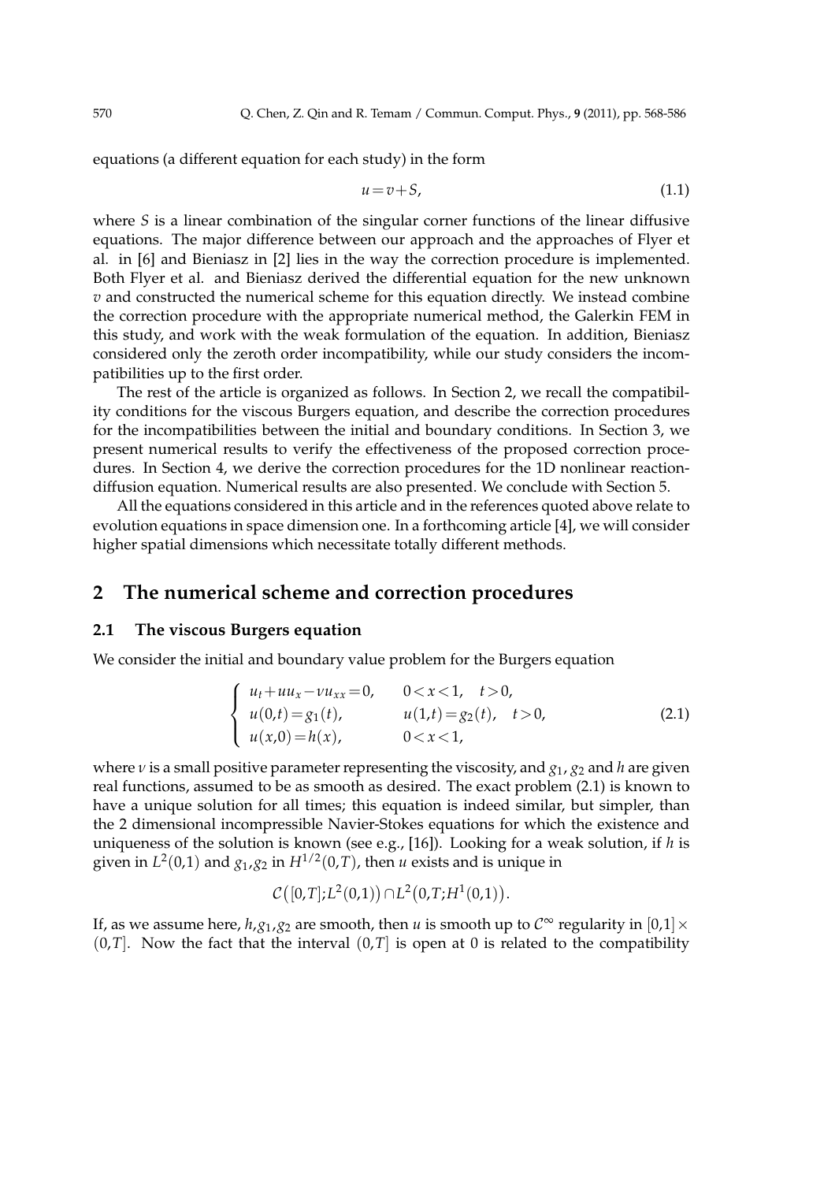equations (a different equation for each study) in the form

$$u = v + S, \tag{1.1}$$

where $S$ is a linear combination of the singular corner functions of the linear diffusive equations. The major difference between our approach and the approaches of Flyer et al. in [6] and Bieniasz in [2] lies in the way the correction procedure is implemented. Both Flyer et al. and Bieniasz derived the differential equation for the new unknown $v$ and constructed the numerical scheme for this equation directly. We instead combine the correction procedure with the appropriate numerical method, the Galerkin FEM in this study, and work with the weak formulation of the equation. In addition, Bieniasz considered only the zeroth order incompatibility, while our study considers the incompatibilities up to the first order.

The rest of the article is organized as follows. In Section 2, we recall the compatibility conditions for the viscous Burgers equation, and describe the correction procedures for the incompatibilities between the initial and boundary conditions. In Section 3, we present numerical results to verify the effectiveness of the proposed correction procedures. In Section 4, we derive the correction procedures for the 1D nonlinear reaction-diffusion equation. Numerical results are also presented. We conclude with Section 5.

All the equations considered in this article and in the references quoted above relate to evolution equations in space dimension one. In a forthcoming article [4], we will consider higher spatial dimensions which necessitate totally different methods.

## 2 The numerical scheme and correction procedures

### 2.1 The viscous Burgers equation

We consider the initial and boundary value problem for the Burgers equation

$$\begin{cases} u_t + uu_x - \nu u_{xx} = 0, & 0 < x < 1, \quad t > 0, \\ u(0,t) = g_1(t), & u(1,t) = g_2(t), \quad t > 0, \\ u(x,0) = h(x), & 0 < x < 1, \end{cases} \tag{2.1}$$

where $\nu$ is a small positive parameter representing the viscosity, and $g_1$, $g_2$ and $h$ are given real functions, assumed to be as smooth as desired. The exact problem (2.1) is known to have a unique solution for all times; this equation is indeed similar, but simpler, than the 2 dimensional incompressible Navier-Stokes equations for which the existence and uniqueness of the solution is known (see e.g., [16]). Looking for a weak solution, if $h$ is given in $L^2(0,1)$ and $g_1, g_2$ in $H^{1/2}(0,T)$, then $u$ exists and is unique in

$$\mathcal{C}\big([0,T];L^2(0,1)\big) \cap L^2\big(0,T;H^1(0,1)\big).$$

If, as we assume here, $h, g_1, g_2$ are smooth, then $u$ is smooth up to $\mathcal{C}^\infty$ regularity in $[0,1] \times (0,T]$. Now the fact that the interval $(0,T]$ is open at 0 is related to the compatibility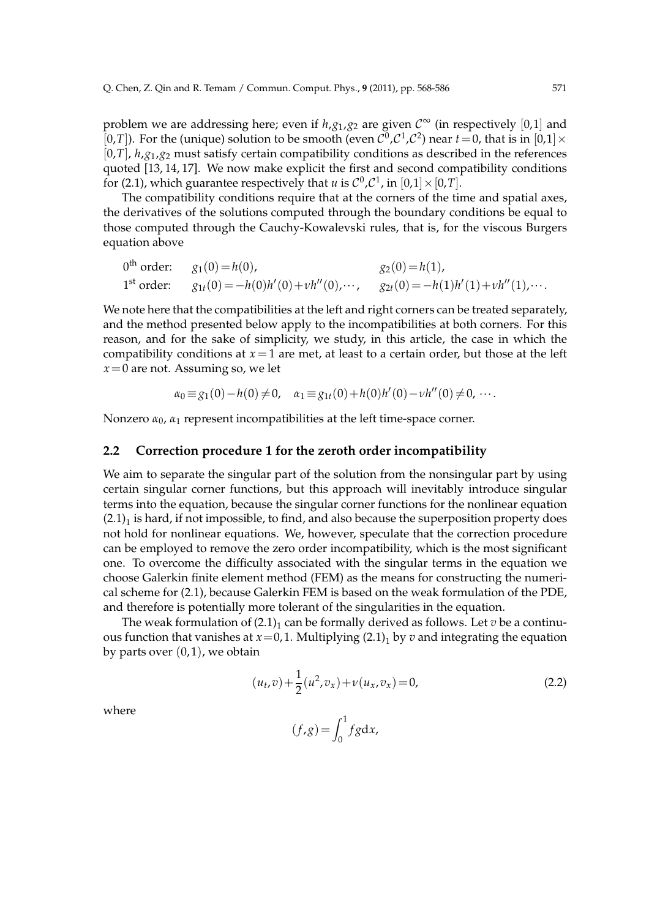problem we are addressing here; even if $h, g_1, g_2$ are given $\mathcal{C}^\infty$ (in respectively $[0,1]$ and $[0,T]$). For the (unique) solution to be smooth (even $\mathcal{C}^0, \mathcal{C}^1, \mathcal{C}^2$) near $t=0$, that is in $[0,1]\times[0,T]$, $h, g_1, g_2$ must satisfy certain compatibility conditions as described in the references quoted [13, 14, 17]. We now make explicit the first and second compatibility conditions for (2.1), which guarantee respectively that $u$ is $\mathcal{C}^0, \mathcal{C}^1$, in $[0,1]\times[0,T]$.

The compatibility conditions require that at the corners of the time and spatial axes, the derivatives of the solutions computed through the boundary conditions be equal to those computed through the Cauchy-Kowalevski rules, that is, for the viscous Burgers equation above

$$
\begin{aligned}
&0^{\text{th}} \text{ order:} \quad g_1(0) = h(0), && g_2(0) = h(1),\\
&1^{\text{st}} \text{ order:} \quad g_{1t}(0) = -h(0)h'(0) + \nu h''(0), \cdots, && g_{2t}(0) = -h(1)h'(1) + \nu h''(1), \cdots.
\end{aligned}
$$

We note here that the compatibilities at the left and right corners can be treated separately, and the method presented below apply to the incompatibilities at both corners. For this reason, and for the sake of simplicity, we study, in this article, the case in which the compatibility conditions at $x=1$ are met, at least to a certain order, but those at the left $x=0$ are not. Assuming so, we let

$$
\alpha_0 \equiv g_1(0) - h(0) \neq 0, \quad \alpha_1 \equiv g_{1t}(0) + h(0)h'(0) - \nu h''(0) \neq 0, \ \cdots.
$$

Nonzero $\alpha_0$, $\alpha_1$ represent incompatibilities at the left time-space corner.

## 2.2 Correction procedure 1 for the zeroth order incompatibility

We aim to separate the singular part of the solution from the nonsingular part by using certain singular corner functions, but this approach will inevitably introduce singular terms into the equation, because the singular corner functions for the nonlinear equation $(2.1)_1$ is hard, if not impossible, to find, and also because the superposition property does not hold for nonlinear equations. We, however, speculate that the correction procedure can be employed to remove the zero order incompatibility, which is the most significant one. To overcome the difficulty associated with the singular terms in the equation we choose Galerkin finite element method (FEM) as the means for constructing the numerical scheme for (2.1), because Galerkin FEM is based on the weak formulation of the PDE, and therefore is potentially more tolerant of the singularities in the equation.

The weak formulation of $(2.1)_1$ can be formally derived as follows. Let $v$ be a continuous function that vanishes at $x=0,1$. Multiplying $(2.1)_1$ by $v$ and integrating the equation by parts over $(0,1)$, we obtain

$$
(u_t, v) + \frac{1}{2}(u^2, v_x) + \nu(u_x, v_x) = 0, \tag{2.2}
$$

where

$$
(f,g) = \int_0^1 fg \mathrm{d}x,
$$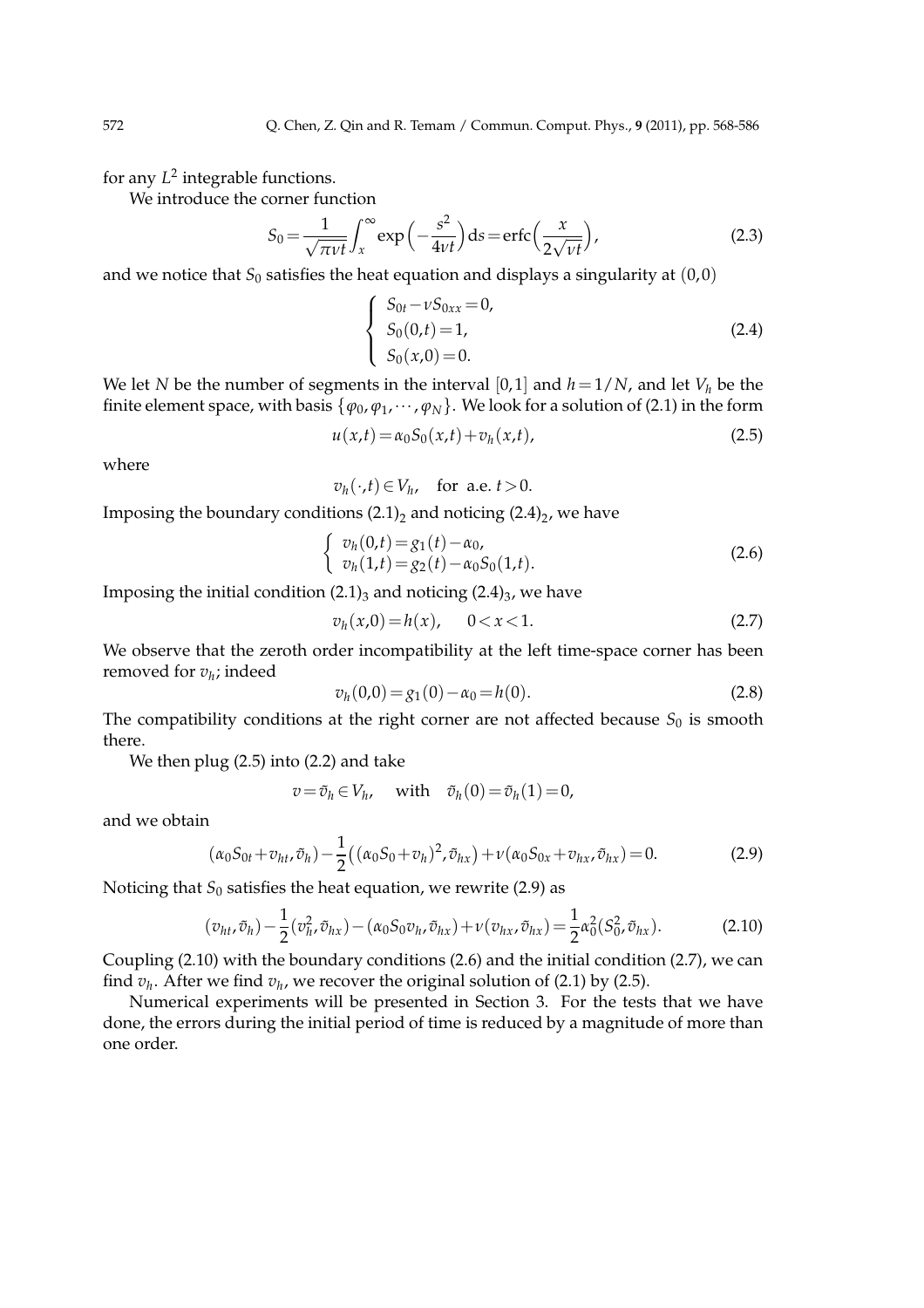for any $L^2$ integrable functions.

We introduce the corner function

$$S_0 = \frac{1}{\sqrt{\pi \nu t}} \int_x^\infty \exp\Big(-\frac{s^2}{4\nu t}\Big) \mathrm{d}s = \mathrm{erfc}\Big(\frac{x}{2\sqrt{\nu t}}\Big), \tag{2.3}$$

and we notice that $S_0$ satisfies the heat equation and displays a singularity at $(0,0)$

$$\begin{cases} S_{0t} - \nu S_{0xx} = 0, \\ S_0(0,t) = 1, \\ S_0(x,0) = 0. \end{cases} \tag{2.4}$$

We let $N$ be the number of segments in the interval $[0,1]$ and $h = 1/N$, and let $V_h$ be the finite element space, with basis $\{\varphi_0, \varphi_1, \cdots, \varphi_N\}$. We look for a solution of (2.1) in the form

$$u(x,t) = \alpha_0 S_0(x,t) + v_h(x,t), \tag{2.5}$$

where

$$v_h(\cdot,t) \in V_h, \quad \text{for a.e. } t > 0.$$

Imposing the boundary conditions $(2.1)_2$ and noticing $(2.4)_2$, we have

$$\begin{cases} v_h(0,t) = g_1(t) - \alpha_0, \\ v_h(1,t) = g_2(t) - \alpha_0 S_0(1,t). \end{cases} \tag{2.6}$$

Imposing the initial condition $(2.1)_3$ and noticing $(2.4)_3$, we have

$$v_h(x,0) = h(x), \qquad 0 < x < 1. \tag{2.7}$$

We observe that the zeroth order incompatibility at the left time-space corner has been removed for $v_h$; indeed

$$v_h(0,0) = g_1(0) - \alpha_0 = h(0). \tag{2.8}$$

The compatibility conditions at the right corner are not affected because $S_0$ is smooth there.

We then plug (2.5) into (2.2) and take

$$v = \tilde{v}_h \in V_h, \quad \text{with} \quad \tilde{v}_h(0) = \tilde{v}_h(1) = 0,$$

and we obtain

$$(\alpha_0 S_{0t} + v_{ht}, \tilde{v}_h) - \frac{1}{2}\big((\alpha_0 S_0 + v_h)^2, \tilde{v}_{hx}\big) + \nu(\alpha_0 S_{0x} + v_{hx}, \tilde{v}_{hx}) = 0. \tag{2.9}$$

Noticing that $S_0$ satisfies the heat equation, we rewrite (2.9) as

$$(v_{ht}, \tilde{v}_h) - \frac{1}{2}(v_h^2, \tilde{v}_{hx}) - (\alpha_0 S_0 v_h, \tilde{v}_{hx}) + \nu(v_{hx}, \tilde{v}_{hx}) = \frac{1}{2}\alpha_0^2(S_0^2, \tilde{v}_{hx}). \tag{2.10}$$

Coupling (2.10) with the boundary conditions (2.6) and the initial condition (2.7), we can find $v_h$. After we find $v_h$, we recover the original solution of (2.1) by (2.5).

Numerical experiments will be presented in Section 3. For the tests that we have done, the errors during the initial period of time is reduced by a magnitude of more than one order.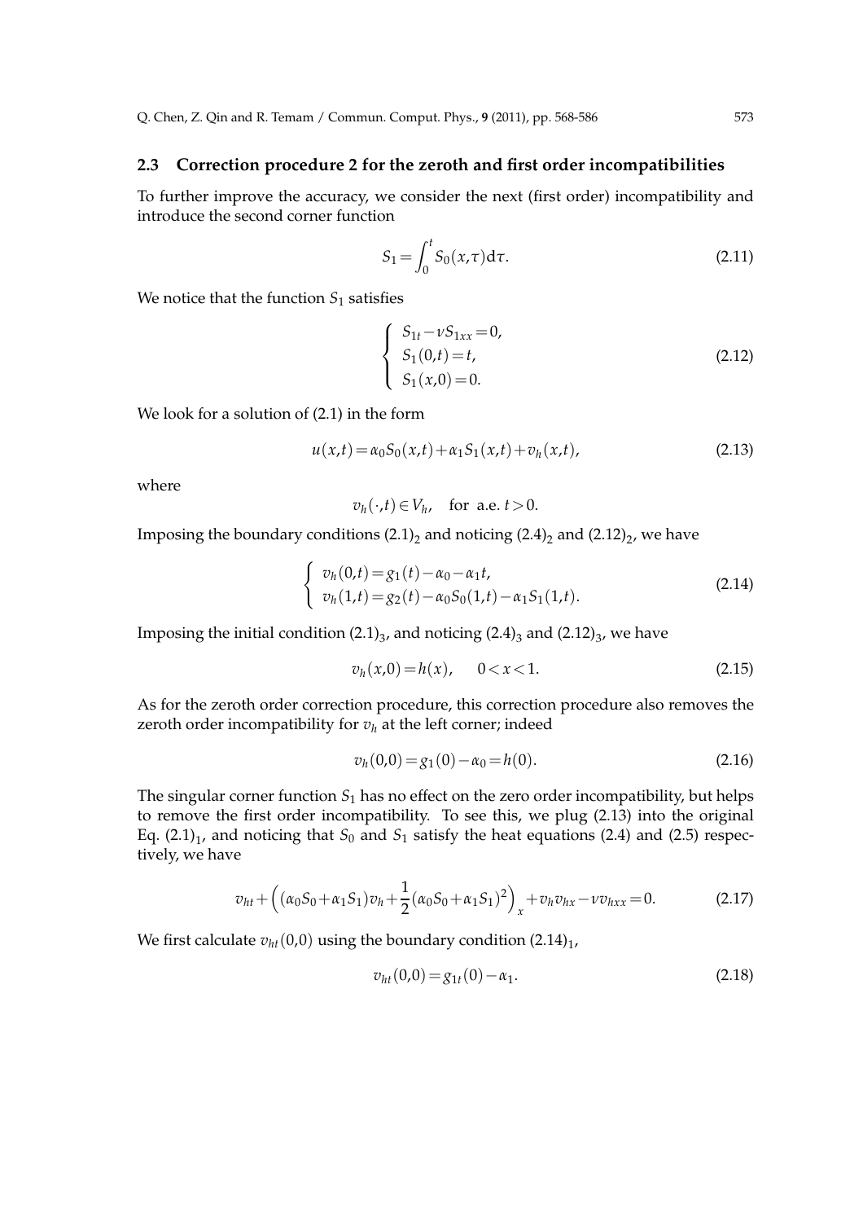## 2.3 Correction procedure 2 for the zeroth and first order incompatibilities

To further improve the accuracy, we consider the next (first order) incompatibility and introduce the second corner function

$$S_1 = \int_0^t S_0(x,\tau) \mathrm{d}\tau. \tag{2.11}$$

We notice that the function $S_1$ satisfies

$$\begin{cases} S_{1t} - \nu S_{1xx} = 0, \\ S_1(0,t) = t, \\ S_1(x,0) = 0. \end{cases} \tag{2.12}$$

We look for a solution of (2.1) in the form

$$u(x,t) = \alpha_0 S_0(x,t) + \alpha_1 S_1(x,t) + v_h(x,t), \tag{2.13}$$

where

$$v_h(\cdot,t) \in V_h, \quad \text{for a.e. } t > 0.$$

Imposing the boundary conditions $(2.1)_2$ and noticing $(2.4)_2$ and $(2.12)_2$, we have

$$\begin{cases} v_h(0,t) = g_1(t) - \alpha_0 - \alpha_1 t, \\ v_h(1,t) = g_2(t) - \alpha_0 S_0(1,t) - \alpha_1 S_1(1,t). \end{cases} \tag{2.14}$$

Imposing the initial condition $(2.1)_3$, and noticing $(2.4)_3$ and $(2.12)_3$, we have

$$v_h(x,0) = h(x), \qquad 0 < x < 1. \tag{2.15}$$

As for the zeroth order correction procedure, this correction procedure also removes the zeroth order incompatibility for $v_h$ at the left corner; indeed

$$v_h(0,0) = g_1(0) - \alpha_0 = h(0). \tag{2.16}$$

The singular corner function $S_1$ has no effect on the zero order incompatibility, but helps to remove the first order incompatibility. To see this, we plug (2.13) into the original Eq. $(2.1)_1$, and noticing that $S_0$ and $S_1$ satisfy the heat equations (2.4) and (2.5) respectively, we have

$$v_{ht} + \Big( (\alpha_0 S_0 + \alpha_1 S_1) v_h + \frac{1}{2} (\alpha_0 S_0 + \alpha_1 S_1)^2 \Big)_x + v_h v_{hx} - \nu v_{hxx} = 0. \tag{2.17}$$

We first calculate $v_{ht}(0,0)$ using the boundary condition $(2.14)_1$,

$$v_{ht}(0,0) = g_{1t}(0) - \alpha_1. \tag{2.18}$$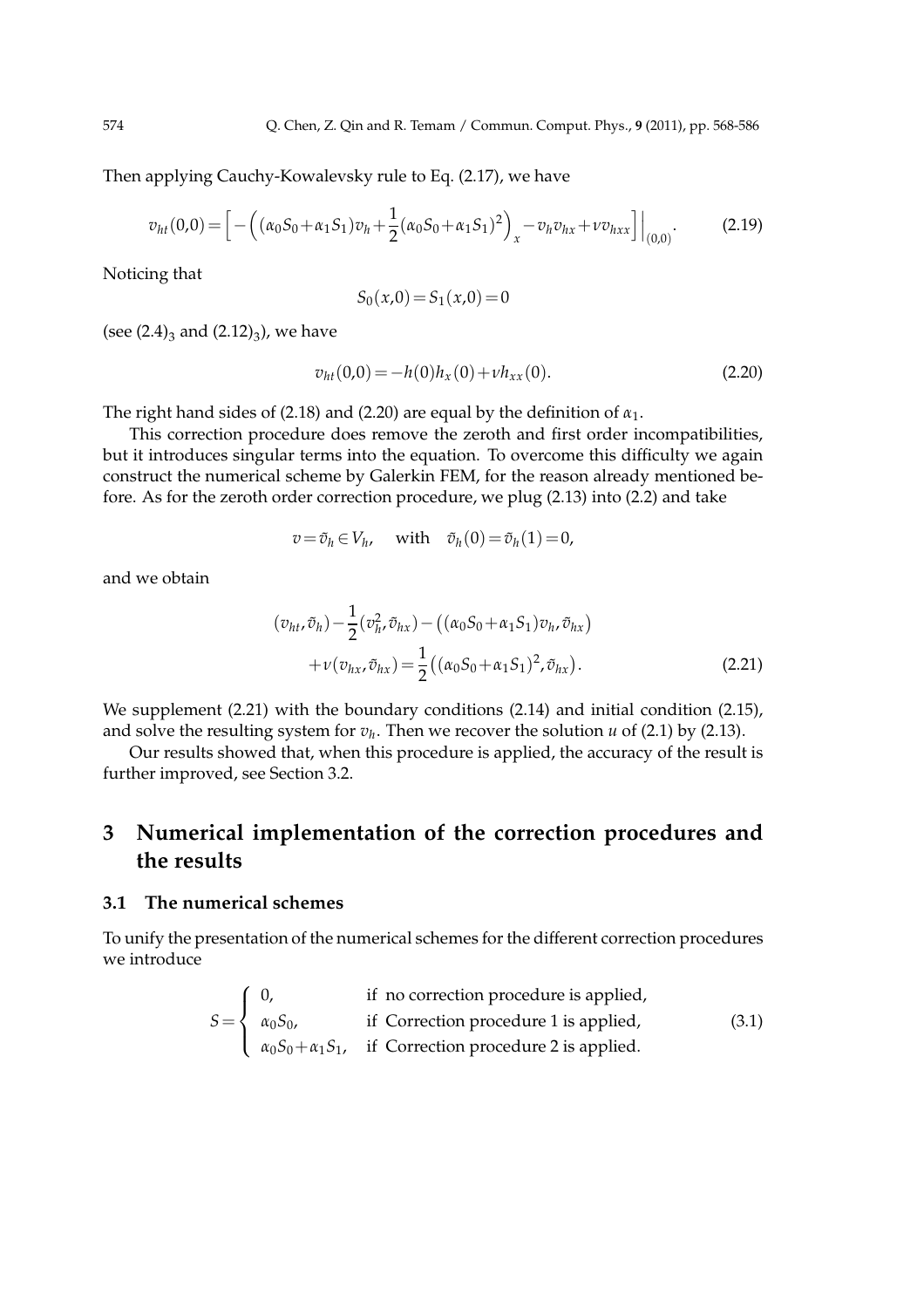Then applying Cauchy-Kowalevsky rule to Eq. (2.17), we have

$$v_{ht}(0,0)=\Big[-\Big(\big(\alpha_0 S_0+\alpha_1 S_1\big)v_h+\frac{1}{2}\big(\alpha_0 S_0+\alpha_1 S_1\big)^2\Big)_x - v_h v_{hx}+\nu v_{hxx}\Big]\Big|_{(0,0)}. \tag{2.19}$$

Noticing that

$$S_0(x,0)=S_1(x,0)=0$$

(see $(2.4)_3$ and $(2.12)_3$), we have

$$v_{ht}(0,0)=-h(0)h_x(0)+\nu h_{xx}(0). \tag{2.20}$$

The right hand sides of (2.18) and (2.20) are equal by the definition of $\alpha_1$.

This correction procedure does remove the zeroth and first order incompatibilities, but it introduces singular terms into the equation. To overcome this difficulty we again construct the numerical scheme by Galerkin FEM, for the reason already mentioned before. As for the zeroth order correction procedure, we plug (2.13) into (2.2) and take

$$v=\tilde{v}_h\in V_h, \quad \text{with} \quad \tilde{v}_h(0)=\tilde{v}_h(1)=0,$$

and we obtain

$$\begin{aligned}(v_{ht},\tilde{v}_h)-\frac{1}{2}(v_h^2,\tilde{v}_{hx})-\big((\alpha_0 S_0+\alpha_1 S_1)v_h,\tilde{v}_{hx}\big)\\ +\nu(v_{hx},\tilde{v}_{hx})=\frac{1}{2}\big((\alpha_0 S_0+\alpha_1 S_1)^2,\tilde{v}_{hx}\big).\end{aligned} \tag{2.21}$$

We supplement (2.21) with the boundary conditions (2.14) and initial condition (2.15), and solve the resulting system for $v_h$. Then we recover the solution $u$ of (2.1) by (2.13).

Our results showed that, when this procedure is applied, the accuracy of the result is further improved, see Section 3.2.

# 3 Numerical implementation of the correction procedures and the results

## 3.1 The numerical schemes

To unify the presentation of the numerical schemes for the different correction procedures we introduce

$$S=\begin{cases} 0, & \text{if no correction procedure is applied,}\\ \alpha_0 S_0, & \text{if Correction procedure 1 is applied,}\\ \alpha_0 S_0+\alpha_1 S_1, & \text{if Correction procedure 2 is applied.}\end{cases} \tag{3.1}$$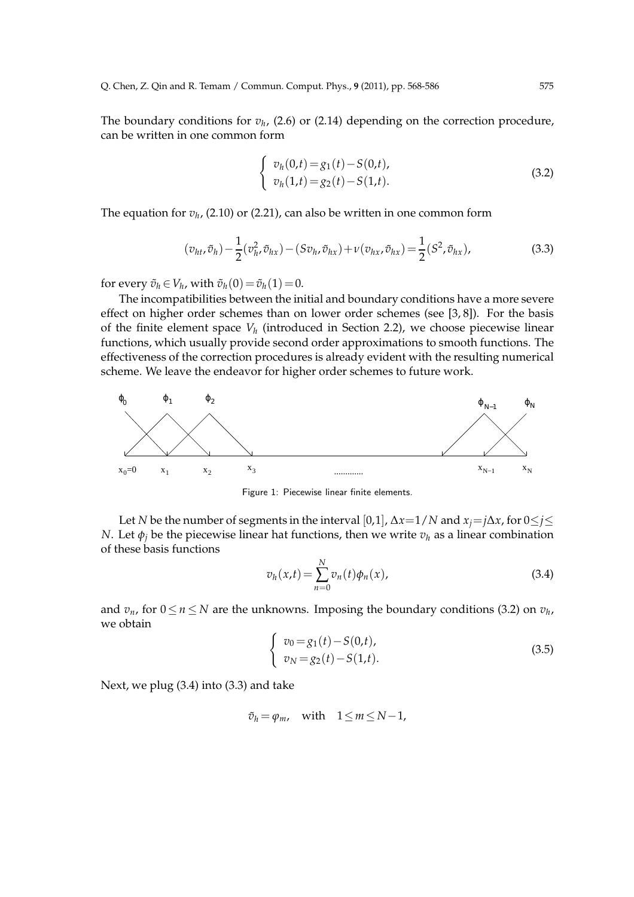The boundary conditions for $v_h$, (2.6) or (2.14) depending on the correction procedure, can be written in one common form

$$
\begin{cases} v_h(0,t) = g_1(t) - S(0,t), \\ v_h(1,t) = g_2(t) - S(1,t). \end{cases} \tag{3.2}
$$

The equation for $v_h$, (2.10) or (2.21), can also be written in one common form

$$
(v_{ht}, \tilde{v}_h) - \frac{1}{2}(v_h^2, \tilde{v}_{hx}) - (Sv_h, \tilde{v}_{hx}) + \nu(v_{hx}, \tilde{v}_{hx}) = \frac{1}{2}(S^2, \tilde{v}_{hx}), \tag{3.3}
$$

for every $\tilde{v}_h \in V_h$, with $\tilde{v}_h(0) = \tilde{v}_h(1) = 0$.

The incompatibilities between the initial and boundary conditions have a more severe effect on higher order schemes than on lower order schemes (see [3, 8]). For the basis of the finite element space $V_h$ (introduced in Section 2.2), we choose piecewise linear functions, which usually provide second order approximations to smooth functions. The effectiveness of the correction procedures is already evident with the resulting numerical scheme. We leave the endeavor for higher order schemes to future work.

Figure 1: Piecewise linear finite elements.

Let $N$ be the number of segments in the interval $[0,1]$, $\Delta x = 1/N$ and $x_j = j\Delta x$, for $0 \leq j \leq N$. Let $\phi_j$ be the piecewise linear hat functions, then we write $v_h$ as a linear combination of these basis functions

$$
v_h(x,t) = \sum_{n=0}^{N} v_n(t)\phi_n(x), \tag{3.4}
$$

and $v_n$, for $0 \leq n \leq N$ are the unknowns. Imposing the boundary conditions (3.2) on $v_h$, we obtain

$$
\begin{cases} v_0 = g_1(t) - S(0,t), \\ v_N = g_2(t) - S(1,t). \end{cases} \tag{3.5}
$$

Next, we plug (3.4) into (3.3) and take

$$
\tilde{v}_h = \varphi_m, \quad \text{with} \quad 1 \leq m \leq N-1,
$$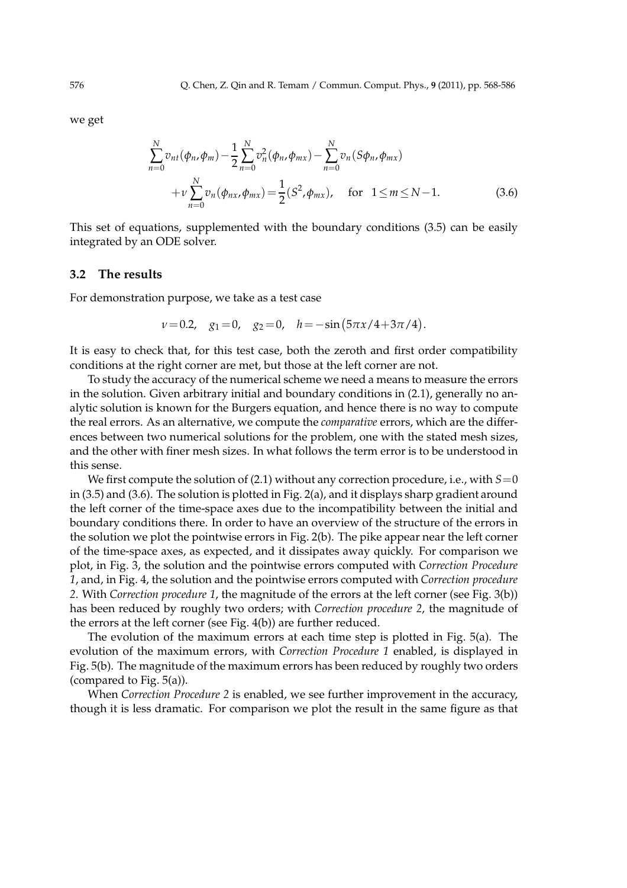we get

$$\sum_{n=0}^{N} v_{nt}(\phi_n,\phi_m) - \frac{1}{2}\sum_{n=0}^{N} v_n^2(\phi_n,\phi_{mx}) - \sum_{n=0}^{N} v_n(S\phi_n,\phi_{mx}) + \nu \sum_{n=0}^{N} v_n(\phi_{nx},\phi_{mx}) = \frac{1}{2}(S^2,\phi_{mx}), \quad \text{for} \quad 1 \le m \le N-1. \tag{3.6}$$

This set of equations, supplemented with the boundary conditions (3.5) can be easily integrated by an ODE solver.

### 3.2 The results

For demonstration purpose, we take as a test case

$$\nu = 0.2, \quad g_1 = 0, \quad g_2 = 0, \quad h = -\sin\big(5\pi x/4 + 3\pi/4\big).$$

It is easy to check that, for this test case, both the zeroth and first order compatibility conditions at the right corner are met, but those at the left corner are not.

To study the accuracy of the numerical scheme we need a means to measure the errors in the solution. Given arbitrary initial and boundary conditions in (2.1), generally no analytic solution is known for the Burgers equation, and hence there is no way to compute the real errors. As an alternative, we compute the *comparative* errors, which are the differences between two numerical solutions for the problem, one with the stated mesh sizes, and the other with finer mesh sizes. In what follows the term error is to be understood in this sense.

We first compute the solution of (2.1) without any correction procedure, i.e., with $S=0$ in (3.5) and (3.6). The solution is plotted in Fig. 2(a), and it displays sharp gradient around the left corner of the time-space axes due to the incompatibility between the initial and boundary conditions there. In order to have an overview of the structure of the errors in the solution we plot the pointwise errors in Fig. 2(b). The pike appear near the left corner of the time-space axes, as expected, and it dissipates away quickly. For comparison we plot, in Fig. 3, the solution and the pointwise errors computed with *Correction Procedure 1*, and, in Fig. 4, the solution and the pointwise errors computed with *Correction procedure 2*. With *Correction procedure 1*, the magnitude of the errors at the left corner (see Fig. 3(b)) has been reduced by roughly two orders; with *Correction procedure 2*, the magnitude of the errors at the left corner (see Fig. 4(b)) are further reduced.

The evolution of the maximum errors at each time step is plotted in Fig. 5(a). The evolution of the maximum errors, with *Correction Procedure 1* enabled, is displayed in Fig. 5(b). The magnitude of the maximum errors has been reduced by roughly two orders (compared to Fig. 5(a)).

When *Correction Procedure 2* is enabled, we see further improvement in the accuracy, though it is less dramatic. For comparison we plot the result in the same figure as that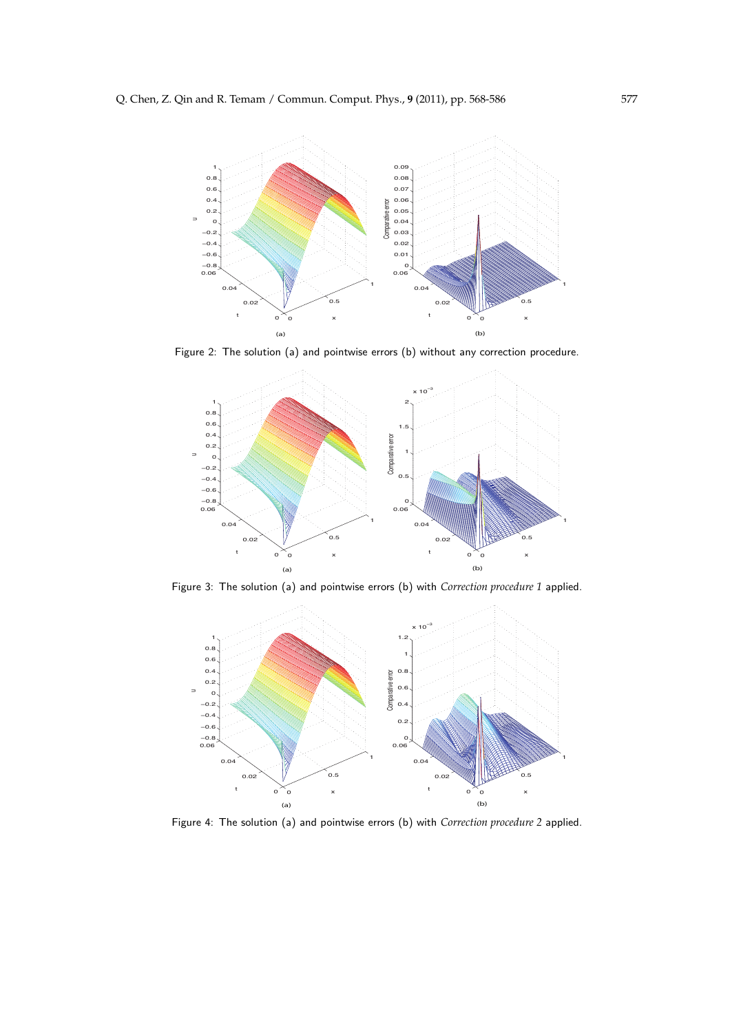Figure 2: The solution (a) and pointwise errors (b) without any correction procedure.

Figure 3: The solution (a) and pointwise errors (b) with *Correction procedure 1* applied.

Figure 4: The solution (a) and pointwise errors (b) with *Correction procedure 2* applied.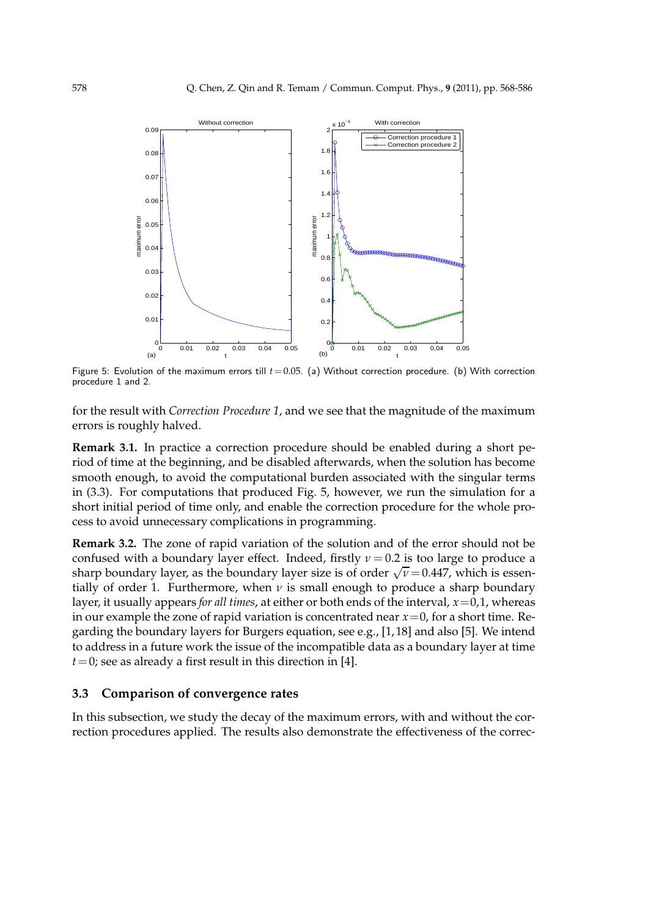Figure 5: Evolution of the maximum errors till $t=0.05$. (a) Without correction procedure. (b) With correction procedure 1 and 2.

for the result with *Correction Procedure 1*, and we see that the magnitude of the maximum errors is roughly halved.

**Remark 3.1.** In practice a correction procedure should be enabled during a short period of time at the beginning, and be disabled afterwards, when the solution has become smooth enough, to avoid the computational burden associated with the singular terms in (3.3). For computations that produced Fig. 5, however, we run the simulation for a short initial period of time only, and enable the correction procedure for the whole process to avoid unnecessary complications in programming.

**Remark 3.2.** The zone of rapid variation of the solution and of the error should not be confused with a boundary layer effect. Indeed, firstly $\nu=0.2$ is too large to produce a sharp boundary layer, as the boundary layer size is of order $\sqrt{\nu}=0.447$, which is essentially of order 1. Furthermore, when $\nu$ is small enough to produce a sharp boundary layer, it usually appears *for all times*, at either or both ends of the interval, $x=0,1$, whereas in our example the zone of rapid variation is concentrated near $x=0$, for a short time. Regarding the boundary layers for Burgers equation, see e.g., [1,18] and also [5]. We intend to address in a future work the issue of the incompatible data as a boundary layer at time $t=0$; see as already a first result in this direction in [4].

### 3.3 Comparison of convergence rates

In this subsection, we study the decay of the maximum errors, with and without the correction procedures applied. The results also demonstrate the effectiveness of the correc-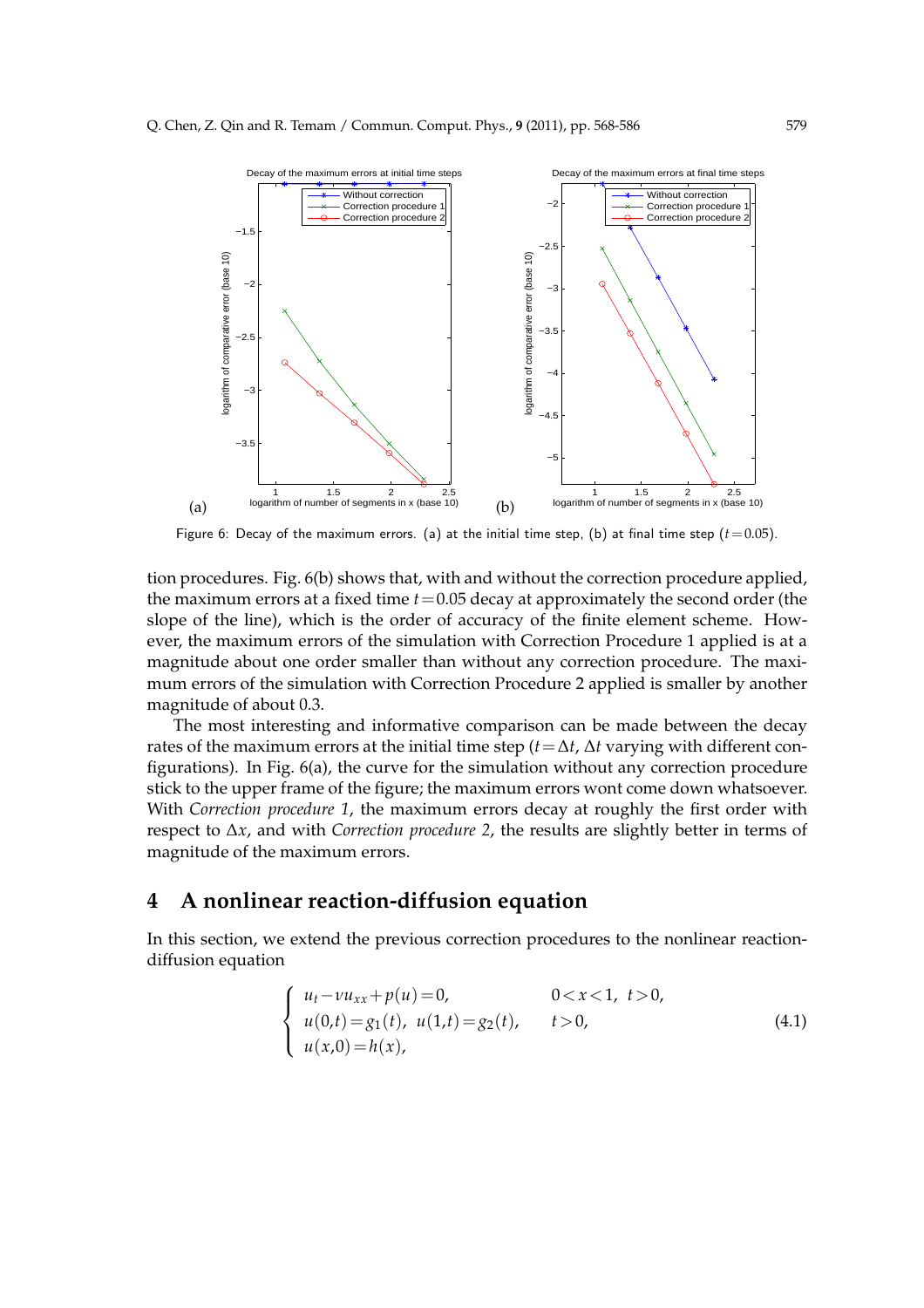Figure 6: Decay of the maximum errors. (a) at the initial time step, (b) at final time step ($t=0.05$).

tion procedures. Fig. 6(b) shows that, with and without the correction procedure applied, the maximum errors at a fixed time $t=0.05$ decay at approximately the second order (the slope of the line), which is the order of accuracy of the finite element scheme. However, the maximum errors of the simulation with Correction Procedure 1 applied is at a magnitude about one order smaller than without any correction procedure. The maximum errors of the simulation with Correction Procedure 2 applied is smaller by another magnitude of about 0.3.

The most interesting and informative comparison can be made between the decay rates of the maximum errors at the initial time step ($t=\Delta t$, $\Delta t$ varying with different configurations). In Fig. 6(a), the curve for the simulation without any correction procedure stick to the upper frame of the figure; the maximum errors wont come down whatsoever. With *Correction procedure 1*, the maximum errors decay at roughly the first order with respect to $\Delta x$, and with *Correction procedure 2*, the results are slightly better in terms of magnitude of the maximum errors.

## 4 A nonlinear reaction-diffusion equation

In this section, we extend the previous correction procedures to the nonlinear reaction-diffusion equation

$$
\begin{cases}
u_t - \nu u_{xx} + p(u) = 0, & 0<x<1, \ t>0, \\
u(0,t) = g_1(t), \ u(1,t) = g_2(t), & t>0, \\
u(x,0) = h(x),
\end{cases}
\tag{4.1}
$$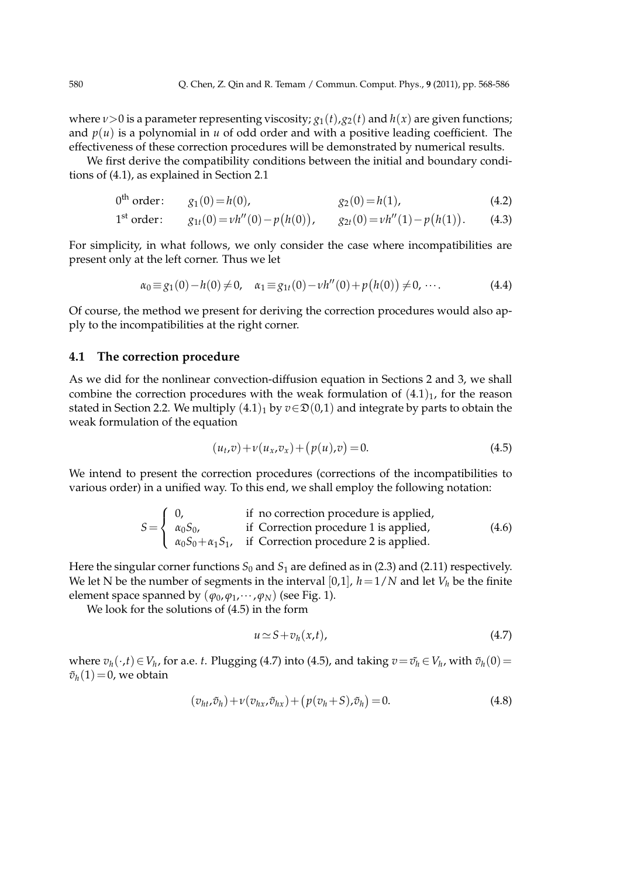where $\nu > 0$ is a parameter representing viscosity; $g_1(t), g_2(t)$ and $h(x)$ are given functions; and $p(u)$ is a polynomial in $u$ of odd order and with a positive leading coefficient. The effectiveness of these correction procedures will be demonstrated by numerical results.

We first derive the compatibility conditions between the initial and boundary conditions of (4.1), as explained in Section 2.1

$$0^{\text{th}} \text{ order}: \qquad g_1(0) = h(0), \qquad\qquad g_2(0) = h(1), \tag{4.2}$$

$$1^{\text{st}} \text{ order}: \qquad g_{1t}(0) = \nu h''(0) - p\big(h(0)\big), \qquad g_{2t}(0) = \nu h''(1) - p\big(h(1)\big). \tag{4.3}$$

For simplicity, in what follows, we only consider the case where incompatibilities are present only at the left corner. Thus we let

$$\alpha_0 \equiv g_1(0) - h(0) \neq 0, \quad \alpha_1 \equiv g_{1t}(0) - \nu h''(0) + p\big(h(0)\big) \neq 0, \; \cdots. \tag{4.4}$$

Of course, the method we present for deriving the correction procedures would also apply to the incompatibilities at the right corner.

## 4.1 The correction procedure

As we did for the nonlinear convection-diffusion equation in Sections 2 and 3, we shall combine the correction procedures with the weak formulation of $(4.1)_1$, for the reason stated in Section 2.2. We multiply $(4.1)_1$ by $v \in \mathfrak{D}(0,1)$ and integrate by parts to obtain the weak formulation of the equation

$$(u_t, v) + \nu(u_x, v_x) + \big(p(u), v\big) = 0. \tag{4.5}$$

We intend to present the correction procedures (corrections of the incompatibilities to various order) in a unified way. To this end, we shall employ the following notation:

$$S = \begin{cases} 0, & \text{if no correction procedure is applied,} \\ \alpha_0 S_0, & \text{if Correction procedure 1 is applied,} \\ \alpha_0 S_0 + \alpha_1 S_1, & \text{if Correction procedure 2 is applied.} \end{cases} \tag{4.6}$$

Here the singular corner functions $S_0$ and $S_1$ are defined as in (2.3) and (2.11) respectively. We let N be the number of segments in the interval $[0,1]$, $h = 1/N$ and let $V_h$ be the finite element space spanned by $(\varphi_0, \varphi_1, \cdots, \varphi_N)$ (see Fig. 1).

We look for the solutions of (4.5) in the form

$$u \simeq S + v_h(x,t), \tag{4.7}$$

where $v_h(\cdot, t) \in V_h$, for a.e. $t$. Plugging (4.7) into (4.5), and taking $v = \tilde{v}_h \in V_h$, with $\tilde{v}_h(0) = \tilde{v}_h(1) = 0$, we obtain

$$(v_{ht}, \tilde{v}_h) + \nu(v_{hx}, \tilde{v}_{hx}) + \big(p(v_h + S), \tilde{v}_h\big) = 0. \tag{4.8}$$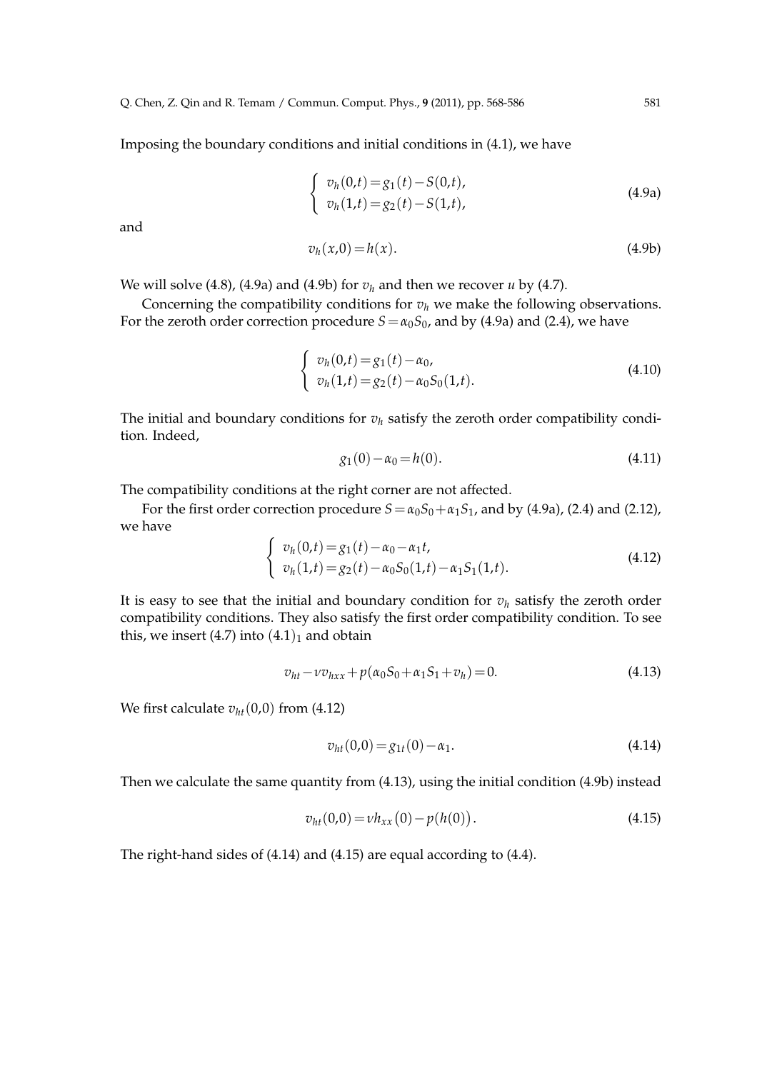Imposing the boundary conditions and initial conditions in (4.1), we have

$$
\begin{cases} v_h(0,t) = g_1(t) - S(0,t), \\ v_h(1,t) = g_2(t) - S(1,t), \end{cases} \tag{4.9a}
$$

and

$$
v_h(x,0) = h(x). \tag{4.9b}
$$

We will solve (4.8), (4.9a) and (4.9b) for $v_h$ and then we recover $u$ by (4.7).

Concerning the compatibility conditions for $v_h$ we make the following observations. For the zeroth order correction procedure $S = \alpha_0 S_0$, and by (4.9a) and (2.4), we have

$$
\begin{cases} v_h(0,t) = g_1(t) - \alpha_0, \\ v_h(1,t) = g_2(t) - \alpha_0 S_0(1,t). \end{cases} \tag{4.10}
$$

The initial and boundary conditions for $v_h$ satisfy the zeroth order compatibility condition. Indeed,

$$
g_1(0) - \alpha_0 = h(0). \tag{4.11}
$$

The compatibility conditions at the right corner are not affected.

For the first order correction procedure $S = \alpha_0 S_0 + \alpha_1 S_1$, and by (4.9a), (2.4) and (2.12), we have

$$
\begin{cases} v_h(0,t) = g_1(t) - \alpha_0 - \alpha_1 t, \\ v_h(1,t) = g_2(t) - \alpha_0 S_0(1,t) - \alpha_1 S_1(1,t). \end{cases} \tag{4.12}
$$

It is easy to see that the initial and boundary condition for $v_h$ satisfy the zeroth order compatibility conditions. They also satisfy the first order compatibility condition. To see this, we insert (4.7) into $(4.1)_1$ and obtain

$$
v_{ht} - \nu v_{hxx} + p(\alpha_0 S_0 + \alpha_1 S_1 + v_h) = 0. \tag{4.13}
$$

We first calculate $v_{ht}(0,0)$ from (4.12)

$$
v_{ht}(0,0) = g_{1t}(0) - \alpha_1. \tag{4.14}
$$

Then we calculate the same quantity from (4.13), using the initial condition (4.9b) instead

$$
v_{ht}(0,0) = \nu h_{xx}(0) - p\big(h(0)\big). \tag{4.15}
$$

The right-hand sides of (4.14) and (4.15) are equal according to (4.4).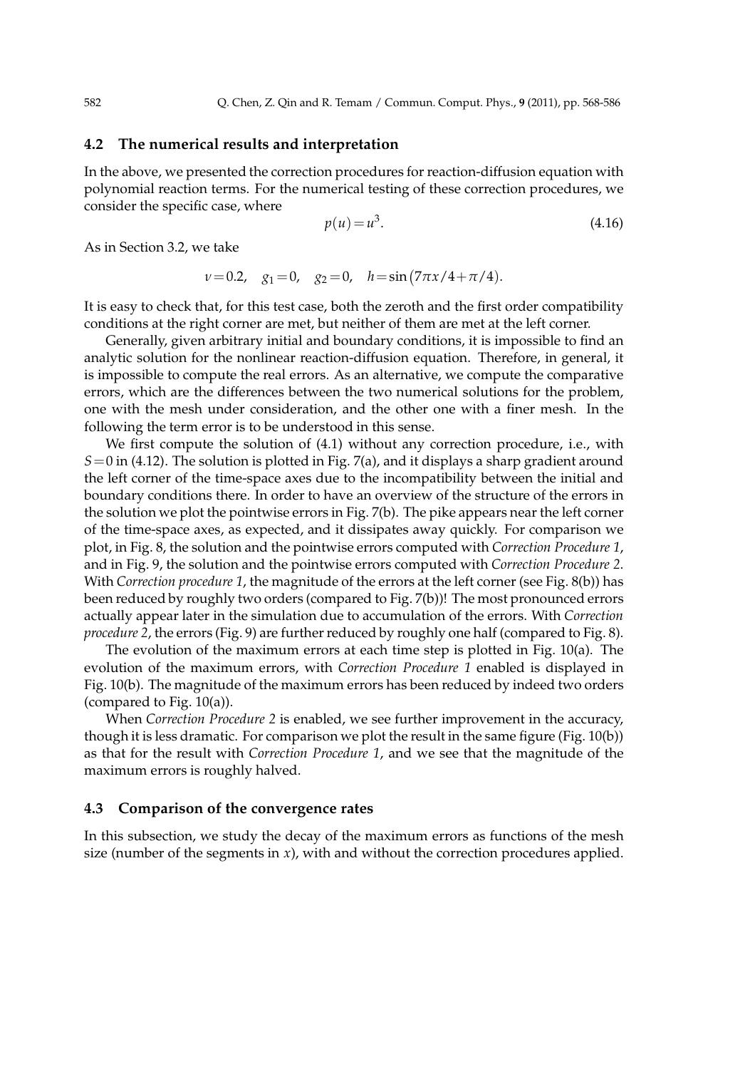## 4.2 The numerical results and interpretation

In the above, we presented the correction procedures for reaction-diffusion equation with polynomial reaction terms. For the numerical testing of these correction procedures, we consider the specific case, where

$$p(u) = u^3. \tag{4.16}$$

As in Section 3.2, we take

$$\nu = 0.2, \quad g_1 = 0, \quad g_2 = 0, \quad h = \sin(7\pi x/4 + \pi/4).$$

It is easy to check that, for this test case, both the zeroth and the first order compatibility conditions at the right corner are met, but neither of them are met at the left corner.

Generally, given arbitrary initial and boundary conditions, it is impossible to find an analytic solution for the nonlinear reaction-diffusion equation. Therefore, in general, it is impossible to compute the real errors. As an alternative, we compute the comparative errors, which are the differences between the two numerical solutions for the problem, one with the mesh under consideration, and the other one with a finer mesh. In the following the term error is to be understood in this sense.

We first compute the solution of (4.1) without any correction procedure, i.e., with $S = 0$ in (4.12). The solution is plotted in Fig. 7(a), and it displays a sharp gradient around the left corner of the time-space axes due to the incompatibility between the initial and boundary conditions there. In order to have an overview of the structure of the errors in the solution we plot the pointwise errors in Fig. 7(b). The pike appears near the left corner of the time-space axes, as expected, and it dissipates away quickly. For comparison we plot, in Fig. 8, the solution and the pointwise errors computed with *Correction Procedure 1*, and in Fig. 9, the solution and the pointwise errors computed with *Correction Procedure 2*. With *Correction procedure 1*, the magnitude of the errors at the left corner (see Fig. 8(b)) has been reduced by roughly two orders (compared to Fig. 7(b))! The most pronounced errors actually appear later in the simulation due to accumulation of the errors. With *Correction procedure 2*, the errors (Fig. 9) are further reduced by roughly one half (compared to Fig. 8).

The evolution of the maximum errors at each time step is plotted in Fig. 10(a). The evolution of the maximum errors, with *Correction Procedure 1* enabled is displayed in Fig. 10(b). The magnitude of the maximum errors has been reduced by indeed two orders (compared to Fig. 10(a)).

When *Correction Procedure 2* is enabled, we see further improvement in the accuracy, though it is less dramatic. For comparison we plot the result in the same figure (Fig. 10(b)) as that for the result with *Correction Procedure 1*, and we see that the magnitude of the maximum errors is roughly halved.

## 4.3 Comparison of the convergence rates

In this subsection, we study the decay of the maximum errors as functions of the mesh size (number of the segments in $x$), with and without the correction procedures applied.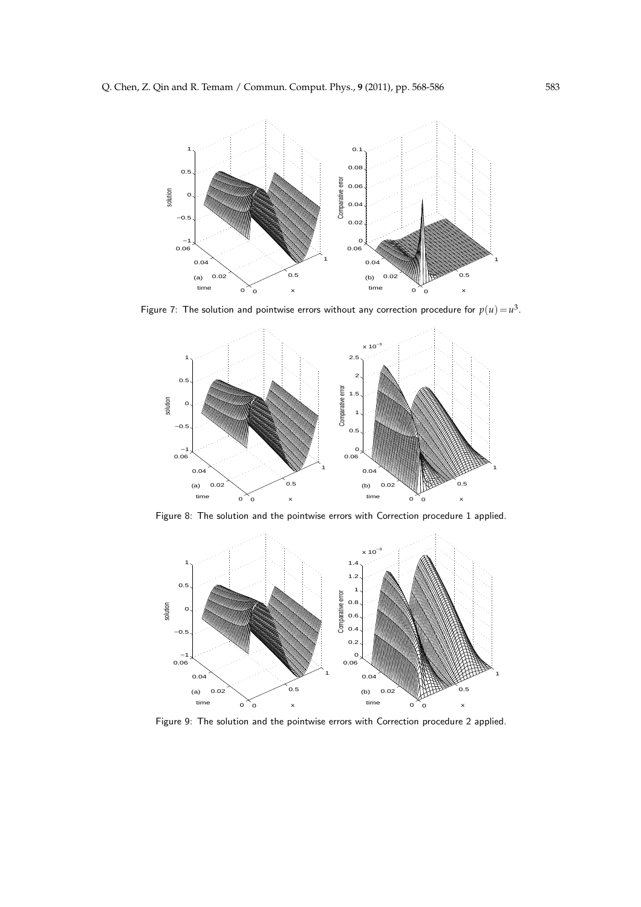Figure 7: The solution and pointwise errors without any correction procedure for $p(u)=u^3$.

Figure 8: The solution and the pointwise errors with Correction procedure 1 applied.

Figure 9: The solution and the pointwise errors with Correction procedure 2 applied.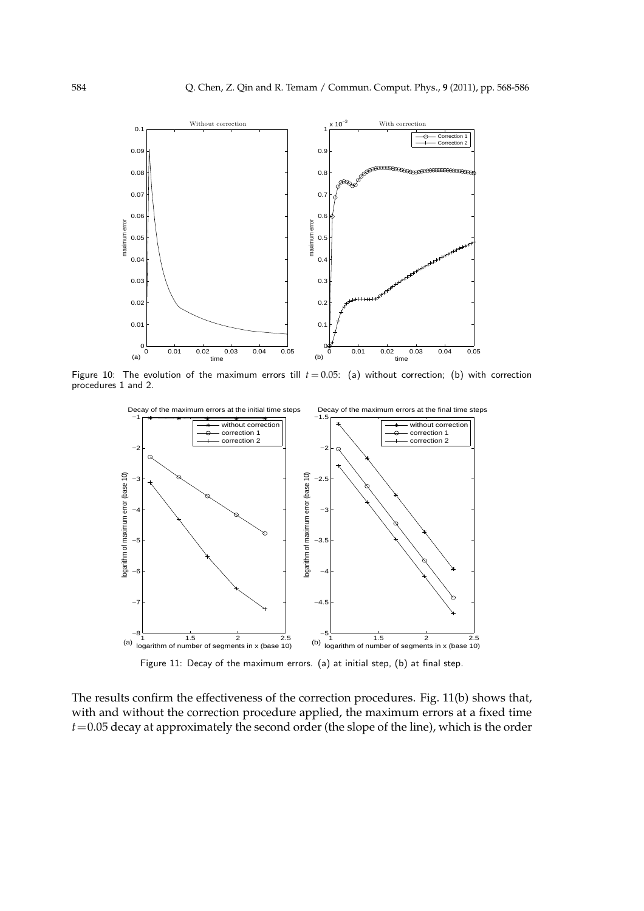Figure 10: The evolution of the maximum errors till $t=0.05$: (a) without correction; (b) with correction procedures 1 and 2.

Figure 11: Decay of the maximum errors. (a) at initial step, (b) at final step.

The results confirm the effectiveness of the correction procedures. Fig. 11(b) shows that, with and without the correction procedure applied, the maximum errors at a fixed time $t=0.05$ decay at approximately the second order (the slope of the line), which is the order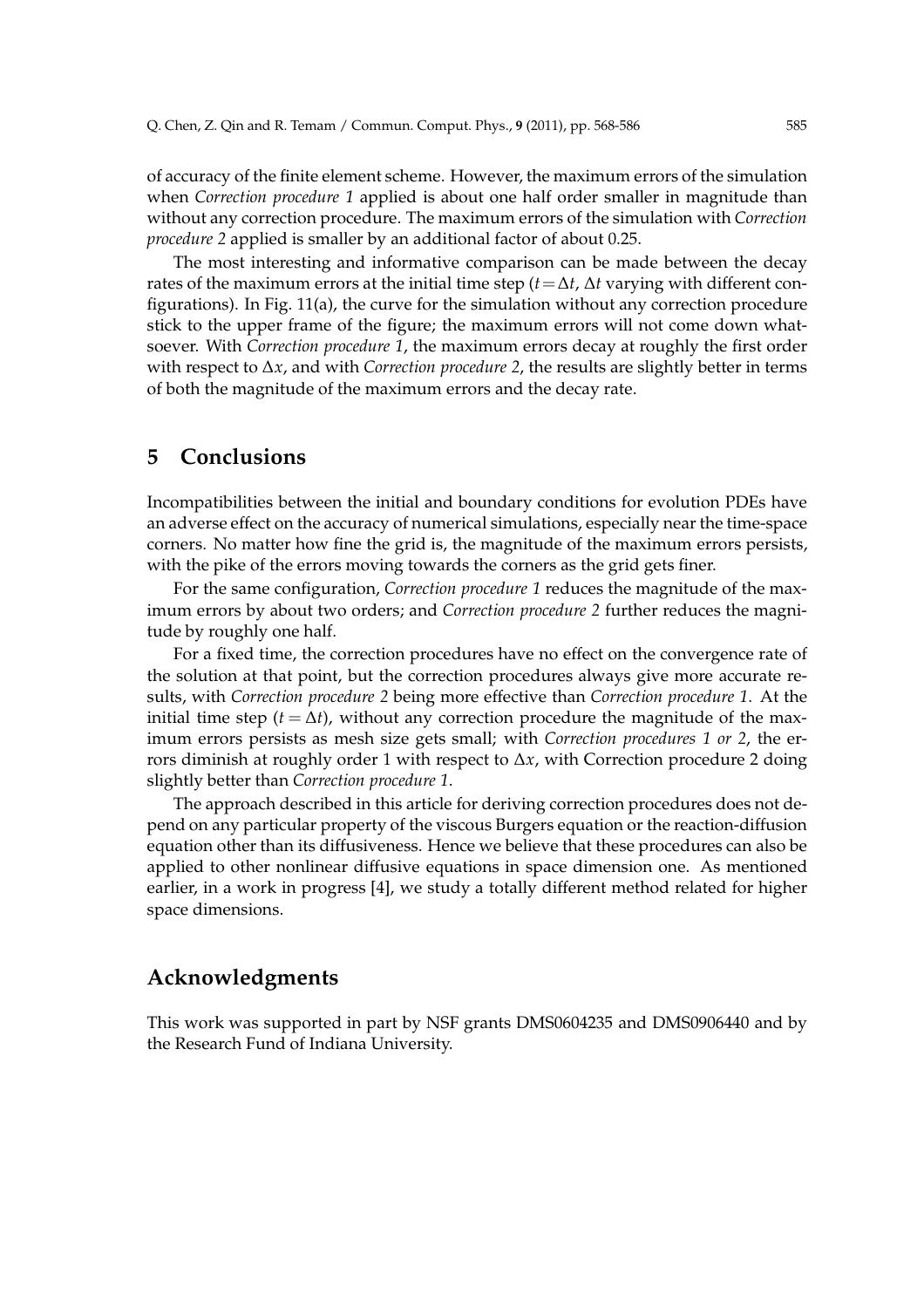of accuracy of the finite element scheme. However, the maximum errors of the simulation when *Correction procedure 1* applied is about one half order smaller in magnitude than without any correction procedure. The maximum errors of the simulation with *Correction procedure 2* applied is smaller by an additional factor of about 0.25.

The most interesting and informative comparison can be made between the decay rates of the maximum errors at the initial time step ($t=\Delta t$, $\Delta t$ varying with different configurations). In Fig. 11(a), the curve for the simulation without any correction procedure stick to the upper frame of the figure; the maximum errors will not come down whatsoever. With *Correction procedure 1*, the maximum errors decay at roughly the first order with respect to $\Delta x$, and with *Correction procedure 2*, the results are slightly better in terms of both the magnitude of the maximum errors and the decay rate.

## 5 Conclusions

Incompatibilities between the initial and boundary conditions for evolution PDEs have an adverse effect on the accuracy of numerical simulations, especially near the time-space corners. No matter how fine the grid is, the magnitude of the maximum errors persists, with the pike of the errors moving towards the corners as the grid gets finer.

For the same configuration, *Correction procedure 1* reduces the magnitude of the maximum errors by about two orders; and *Correction procedure 2* further reduces the magnitude by roughly one half.

For a fixed time, the correction procedures have no effect on the convergence rate of the solution at that point, but the correction procedures always give more accurate results, with *Correction procedure 2* being more effective than *Correction procedure 1*. At the initial time step ($t=\Delta t$), without any correction procedure the magnitude of the maximum errors persists as mesh size gets small; with *Correction procedures 1 or 2*, the errors diminish at roughly order 1 with respect to $\Delta x$, with Correction procedure 2 doing slightly better than *Correction procedure 1*.

The approach described in this article for deriving correction procedures does not depend on any particular property of the viscous Burgers equation or the reaction-diffusion equation other than its diffusiveness. Hence we believe that these procedures can also be applied to other nonlinear diffusive equations in space dimension one. As mentioned earlier, in a work in progress [4], we study a totally different method related for higher space dimensions.

## Acknowledgments

This work was supported in part by NSF grants DMS0604235 and DMS0906440 and by the Research Fund of Indiana University.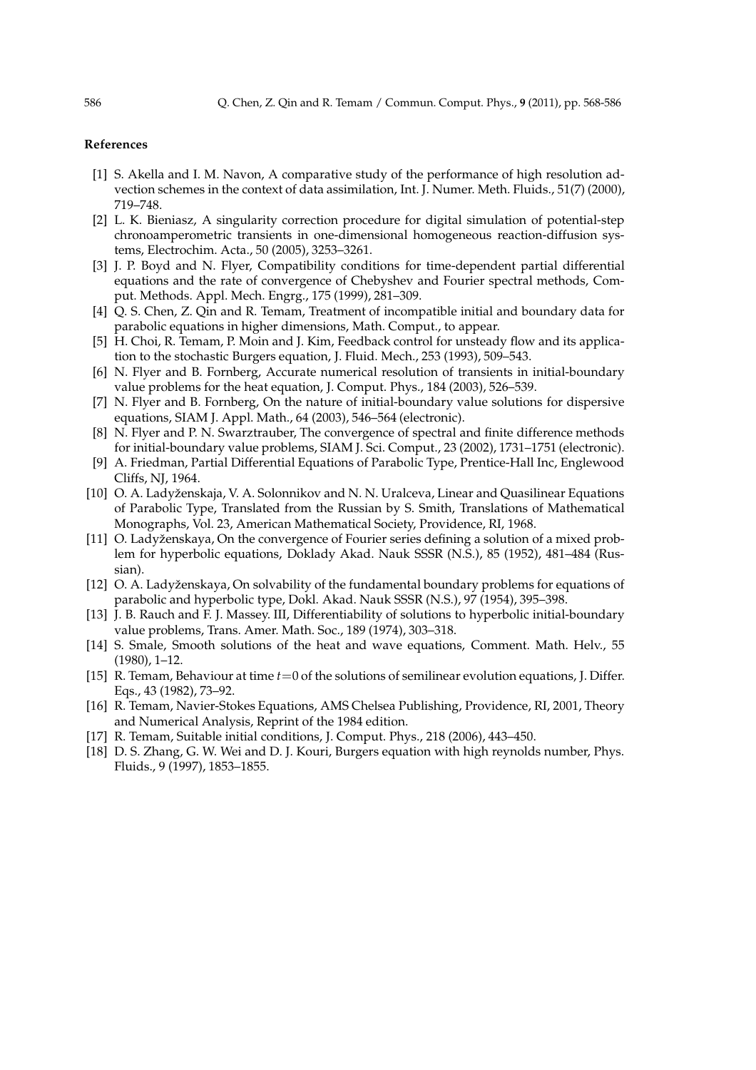## References

[1] S. Akella and I. M. Navon, A comparative study of the performance of high resolution advection schemes in the context of data assimilation, Int. J. Numer. Meth. Fluids., 51(7) (2000), 719–748.

[2] L. K. Bieniasz, A singularity correction procedure for digital simulation of potential-step chronoamperometric transients in one-dimensional homogeneous reaction-diffusion systems, Electrochim. Acta., 50 (2005), 3253–3261.

[3] J. P. Boyd and N. Flyer, Compatibility conditions for time-dependent partial differential equations and the rate of convergence of Chebyshev and Fourier spectral methods, Comput. Methods. Appl. Mech. Engrg., 175 (1999), 281–309.

[4] Q. S. Chen, Z. Qin and R. Temam, Treatment of incompatible initial and boundary data for parabolic equations in higher dimensions, Math. Comput., to appear.

[5] H. Choi, R. Temam, P. Moin and J. Kim, Feedback control for unsteady flow and its application to the stochastic Burgers equation, J. Fluid. Mech., 253 (1993), 509–543.

[6] N. Flyer and B. Fornberg, Accurate numerical resolution of transients in initial-boundary value problems for the heat equation, J. Comput. Phys., 184 (2003), 526–539.

[7] N. Flyer and B. Fornberg, On the nature of initial-boundary value solutions for dispersive equations, SIAM J. Appl. Math., 64 (2003), 546–564 (electronic).

[8] N. Flyer and P. N. Swarztrauber, The convergence of spectral and finite difference methods for initial-boundary value problems, SIAM J. Sci. Comput., 23 (2002), 1731–1751 (electronic).

[9] A. Friedman, Partial Differential Equations of Parabolic Type, Prentice-Hall Inc, Englewood Cliffs, NJ, 1964.

[10] O. A. Ladyženskaja, V. A. Solonnikov and N. N. Uralceva, Linear and Quasilinear Equations of Parabolic Type, Translated from the Russian by S. Smith, Translations of Mathematical Monographs, Vol. 23, American Mathematical Society, Providence, RI, 1968.

[11] O. Ladyženskaya, On the convergence of Fourier series defining a solution of a mixed problem for hyperbolic equations, Doklady Akad. Nauk SSSR (N.S.), 85 (1952), 481–484 (Russian).

[12] O. A. Ladyženskaya, On solvability of the fundamental boundary problems for equations of parabolic and hyperbolic type, Dokl. Akad. Nauk SSSR (N.S.), 97 (1954), 395–398.

[13] J. B. Rauch and F. J. Massey. III, Differentiability of solutions to hyperbolic initial-boundary value problems, Trans. Amer. Math. Soc., 189 (1974), 303–318.

[14] S. Smale, Smooth solutions of the heat and wave equations, Comment. Math. Helv., 55 (1980), 1–12.

[15] R. Temam, Behaviour at time $t=0$ of the solutions of semilinear evolution equations, J. Differ. Eqs., 43 (1982), 73–92.

[16] R. Temam, Navier-Stokes Equations, AMS Chelsea Publishing, Providence, RI, 2001, Theory and Numerical Analysis, Reprint of the 1984 edition.

[17] R. Temam, Suitable initial conditions, J. Comput. Phys., 218 (2006), 443–450.

[18] D. S. Zhang, G. W. Wei and D. J. Kouri, Burgers equation with high reynolds number, Phys. Fluids., 9 (1997), 1853–1855.